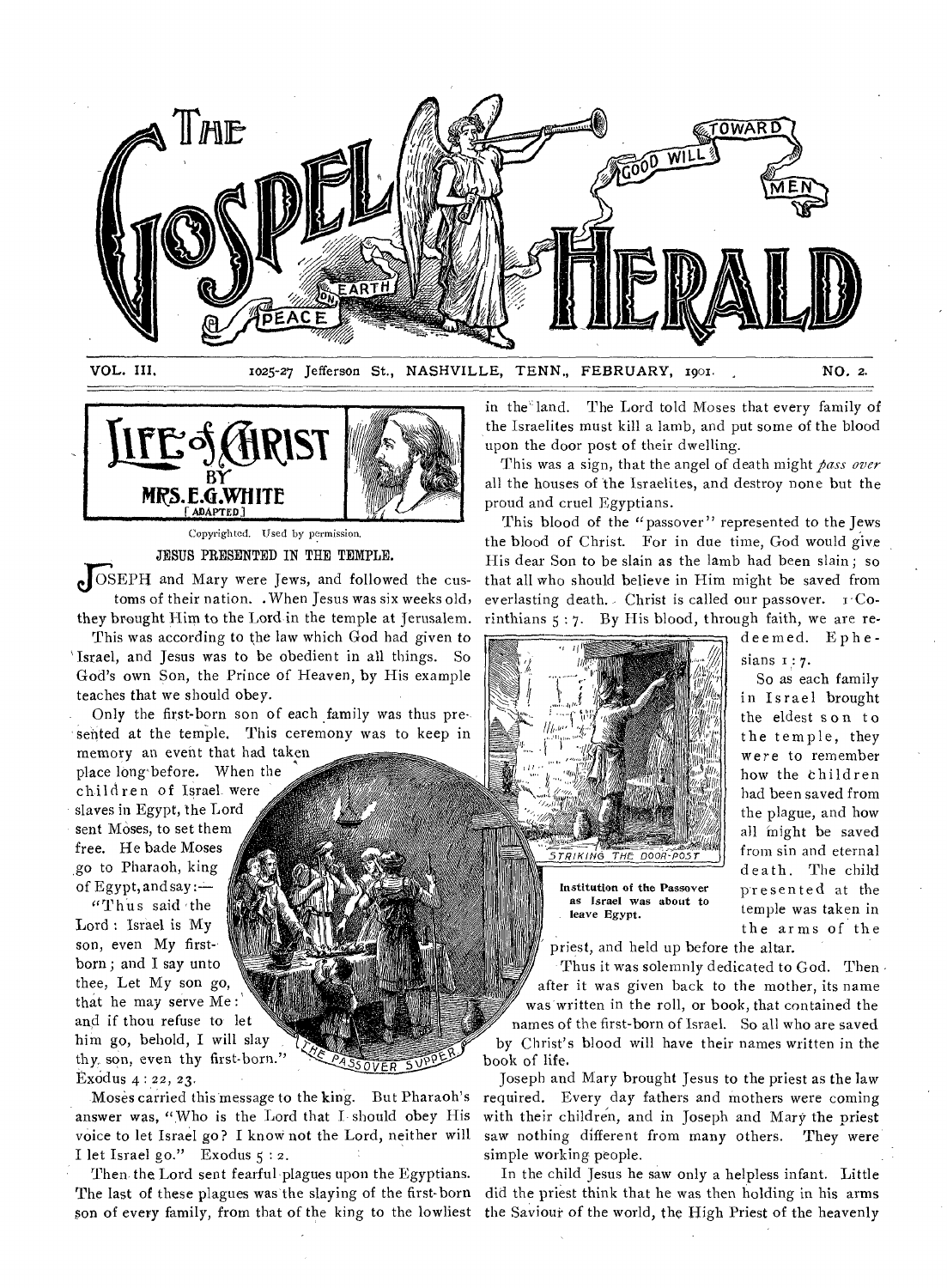# THE GOSPEL HERALD

PEACE ON EARTH GOOD WILL TOWARD MEN

VOL. III. 1025-27 Jefferson St., NASHVILLE, TENN., FEBRUARY, 1901. NO. 2.

## LIFE of CHRIST BY MRS. E. G. WHITE [ADAPTED]

Copyrighted. Used by permission.

### JESUS PRESENTED IN THE TEMPLE.

JOSEPH and Mary were Jews, and followed the customs of their nation. When Jesus was six weeks old, they brought Him to the Lord in the temple at Jerusalem.

This was according to the law which God had given to Israel, and Jesus was to be obedient in all things. So God's own Son, the Prince of Heaven, by His example teaches that we should obey.

Only the first-born son of each family was thus presented at the temple. This ceremony was to keep in memory an event that had taken place long before. When the children of Israel were slaves in Egypt, the Lord sent Moses, to set them free. He bade Moses go to Pharaoh, king of Egypt, and say:—

"Thus said the Lord: Israel is My son, even My first-born; and I say unto thee, Let My son go, that he may serve Me: and if thou refuse to let him go, behold, I will slay thy son, even thy first-born." Exodus 4 : 22, 23.

Moses carried this message to the king. But Pharaoh's answer was, "Who is the Lord that I should obey His voice to let Israel go? I know not the Lord, neither will I let Israel go." Exodus 5 : 2.

Then the Lord sent fearful plagues upon the Egyptians. The last of these plagues was the slaying of the first-born son of every family, from that of the king to the lowliest in the land. The Lord told Moses that every family of the Israelites must kill a lamb, and put some of the blood upon the door post of their dwelling.

THE PASSOVER SUPPER

This was a sign, that the angel of death might *pass over* all the houses of the Israelites, and destroy none but the proud and cruel Egyptians.

This blood of the "passover" represented to the Jews the blood of Christ. For in due time, God would give His dear Son to be slain as the lamb had been slain; so that all who should believe in Him might be saved from everlasting death. Christ is called our passover. 1 Corinthians 5 : 7. By His blood, through faith, we are redeemed. Ephesians 1 : 7.

STRIKING THE DOOR-POST

Institution of the Passover as Israel was about to leave Egypt.

So as each family in Israel brought the eldest son to the temple, they were to remember how the children had been saved from the plague, and how all might be saved from sin and eternal death. The child presented at the temple was taken in the arms of the priest, and held up before the altar.

Thus it was solemnly dedicated to God. Then after it was given back to the mother, its name was written in the roll, or book, that contained the names of the first-born of Israel. So all who are saved by Christ's blood will have their names written in the book of life.

Joseph and Mary brought Jesus to the priest as the law required. Every day fathers and mothers were coming with their children, and in Joseph and Mary the priest saw nothing different from many others. They were simple working people.

In the child Jesus he saw only a helpless infant. Little did the priest think that he was then holding in his arms the Saviour of the world, the High Priest of the heavenly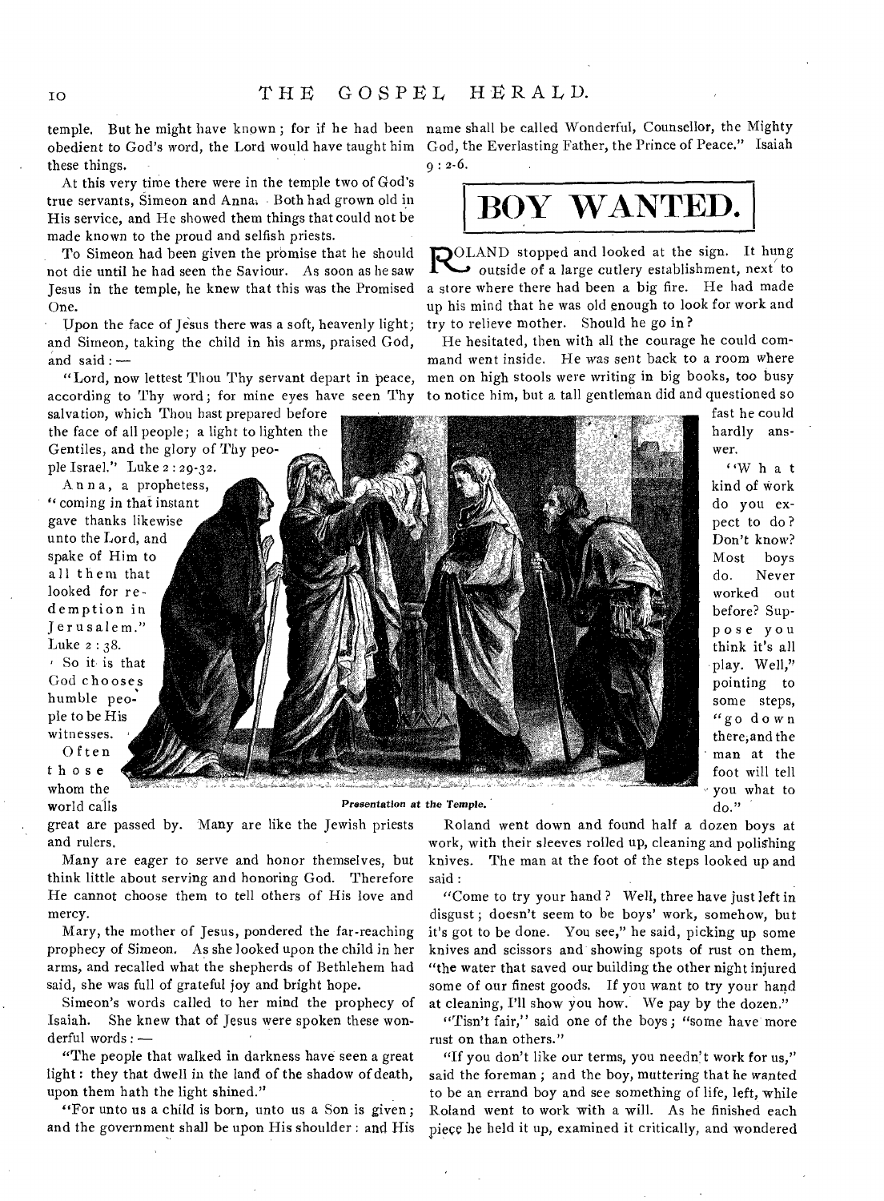temple. But he might have known; for if he had been obedient to God's word, the Lord would have taught him these things.

At this very time there were in the temple two of God's true servants, Simeon and Anna. Both had grown old in His service, and He showed them things that could not be made known to the proud and selfish priests.

To Simeon had been given the promise that he should not die until he had seen the Saviour. As soon as he saw Jesus in the temple, he knew that this was the Promised One.

Upon the face of Jesus there was a soft, heavenly light; and Simeon, taking the child in his arms, praised God, and said: —

"Lord, now lettest Thou Thy servant depart in peace, according to Thy word; for mine eyes have seen Thy salvation, which Thou hast prepared before the face of all people; a light to lighten the Gentiles, and the glory of Thy people Israel." Luke 2:29-32.

Anna, a prophetess, "coming in that instant gave thanks likewise unto the Lord, and spake of Him to all them that looked for redemption in Jerusalem." Luke 2:38.

So it is that God chooses humble people to be His witnesses. Often those whom the world calls great are passed by. Many are like the Jewish priests and rulers.

*Presentation at the Temple.*

Many are eager to serve and honor themselves, but think little about serving and honoring God. Therefore He cannot choose them to tell others of His love and mercy.

Mary, the mother of Jesus, pondered the far-reaching prophecy of Simeon. As she looked upon the child in her arms, and recalled what the shepherds of Bethlehem had said, she was full of grateful joy and bright hope.

Simeon's words called to her mind the prophecy of Isaiah. She knew that of Jesus were spoken these wonderful words: —

"The people that walked in darkness have seen a great light: they that dwell in the land of the shadow of death, upon them hath the light shined."

"For unto us a child is born, unto us a Son is given; and the government shall be upon His shoulder: and His name shall be called Wonderful, Counsellor, the Mighty God, the Everlasting Father, the Prince of Peace." Isaiah 9:2-6.

# BOY WANTED.

ROLAND stopped and looked at the sign. It hung outside of a large cutlery establishment, next to a store where there had been a big fire. He had made up his mind that he was old enough to look for work and try to relieve mother. Should he go in?

He hesitated, then with all the courage he could command went inside. He was sent back to a room where men on high stools were writing in big books, too busy to notice him, but a tall gentleman did and questioned so fast he could hardly answer.

"What kind of work do you expect to do? Don't know? Most boys do. Never worked out before? Suppose you think it's all play. Well," pointing to some steps, "go down there, and the man at the foot will tell you what to do."

Roland went down and found half a dozen boys at work, with their sleeves rolled up, cleaning and polishing knives. The man at the foot of the steps looked up and said:

"Come to try your hand? Well, three have just left in disgust; doesn't seem to be boys' work, somehow, but it's got to be done. You see," he said, picking up some knives and scissors and showing spots of rust on them, "the water that saved our building the other night injured some of our finest goods. If you want to try your hand at cleaning, I'll show you how. We pay by the dozen."

"Tisn't fair," said one of the boys; "some have more rust on than others."

"If you don't like our terms, you needn't work for us," said the foreman; and the boy, muttering that he wanted to be an errand boy and see something of life, left, while Roland went to work with a will. As he finished each piece he held it up, examined it critically, and wondered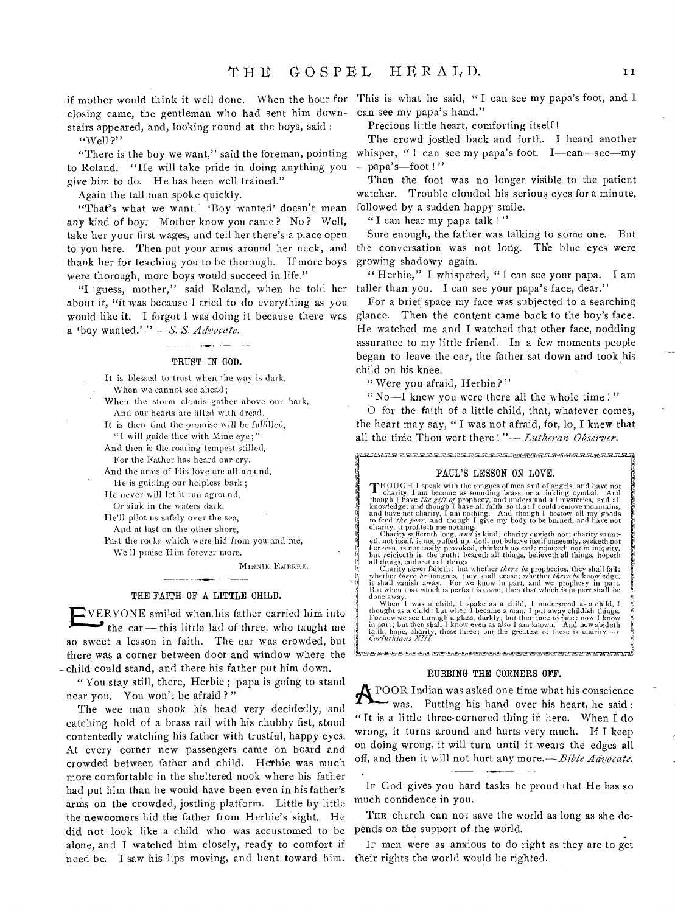if mother would think it well done. When the hour for closing came, the gentleman who had sent him downstairs appeared, and, looking round at the boys, said:

"Well?"

"There is the boy we want," said the foreman, pointing to Roland. "He will take pride in doing anything you give him to do. He has been well trained."

Again the tall man spoke quickly.

"That's what we want. 'Boy wanted' doesn't mean any kind of boy. Mother know you came? No? Well, take her your first wages, and tell her there's a place open to you here. Then put your arms around her neck, and thank her for teaching you to be thorough. If more boys were thorough, more boys would succeed in life."

"I guess, mother," said Roland, when he told her about it, "it was because I tried to do everything as you would like it. I forgot I was doing it because there was a 'boy wanted.'" —*S. S. Advocate.*

## TRUST IN GOD.

It is blessed to trust when the way is dark,
  When we cannot see ahead;
When the storm clouds gather above our bark,
  And our hearts are filled with dread.
It is then that the promise will be fulfilled,
  "I will guide thee with Mine eye;"
And then is the roaring tempest stilled,
  For the Father has heard our cry.
And the arms of His love are all around,
  He is guiding our helpless bark;
He never will let it run aground,
  Or sink in the waters dark.
He'll pilot us safely over the sea,
  And at last on the other shore,
Past the rocks which were hid from you and me,
  We'll praise Him forever more.

MINNIE EMBREE.

## THE FAITH OF A LITTLE CHILD.

EVERYONE smiled when his father carried him into the car — this little lad of three, who taught me so sweet a lesson in faith. The car was crowded, but there was a corner between door and window where the child could stand, and there his father put him down.

"You stay still, there, Herbie; papa is going to stand near you. You won't be afraid?"

The wee man shook his head very decidedly, and catching hold of a brass rail with his chubby fist, stood contentedly watching his father with trustful, happy eyes. At every corner new passengers came on board and crowded between father and child. Herbie was much more comfortable in the sheltered nook where his father had put him than he would have been even in his father's arms on the crowded, jostling platform. Little by little the newcomers hid the father from Herbie's sight. He did not look like a child who was accustomed to be alone, and I watched him closely, ready to comfort if need be. I saw his lips moving, and bent toward him. This is what he said, "I can see my papa's foot, and I can see my papa's hand."

Precious little heart, comforting itself!

The crowd jostled back and forth. I heard another whisper, "I can see my papa's foot. I—can—see—my—papa's—foot!"

Then the foot was no longer visible to the patient watcher. Trouble clouded his serious eyes for a minute, followed by a sudden happy smile.

"I can hear my papa talk!"

Sure enough, the father was talking to some one. But the conversation was not long. The blue eyes were growing shadowy again.

"Herbie," I whispered, "I can see your papa. I am taller than you. I can see your papa's face, dear."

For a brief space my face was subjected to a searching glance. Then the content came back to the boy's face. He watched me and I watched that other face, nodding assurance to my little friend. In a few moments people began to leave the car, the father sat down and took his child on his knee.

"Were you afraid, Herbie?"

"No—I knew you were there all the whole time!"

O for the faith of a little child, that, whatever comes, the heart may say, "I was not afraid, for, lo, I knew that all the time Thou wert there!"—*Lutheran Observer.*

## PAUL'S LESSON ON LOVE.

THOUGH I speak with the tongues of men and of angels, and have not charity, I am become as sounding brass, or a tinkling cymbal. And though I have *the gift of* prophecy, and understand all mysteries, and all knowledge; and though I have all faith, so that I could remove mountains, and have not charity, I am nothing. And though I bestow all my goods to feed *the poor*, and though I give my body to be burned, and have not charity, it profiteth me nothing.

Charity suffereth long, *and* is kind; charity envieth not; charity vaunteth not itself, is not puffed up, doth not behave itself unseemly, seeketh not her own, is not easily provoked, thinketh no evil; rejoiceth not in iniquity, but rejoiceth in the truth; beareth all things, believeth all things, hopeth all things, endureth all things.

Charity never faileth: but whether *there be* prophecies, they shall fail; whether *there be* tongues, they shall cease; whether *there be* knowledge, it shall vanish away. For we know in part, and we prophesy in part. But when that which is perfect is come, then that which is in part shall be done away.

When I was a child, I spake as a child, I understood as a child, I thought as a child: but when I became a man, I put away childish things. For now we see through a glass, darkly; but then face to face: now I know in part; but then shall I know even as also I am known. And now abideth faith, hope, charity, these three; but the greatest of these is charity.—*I Corinthians XIII.*

## RUBBING THE CORNERS OFF.

A POOR Indian was asked one time what his conscience was. Putting his hand over his heart, he said: "It is a little three-cornered thing in here. When I do wrong, it turns around and hurts very much. If I keep on doing wrong, it will turn until it wears the edges all off, and then it will not hurt any more.—*Bible Advocate.*

IF God gives you hard tasks be proud that He has so much confidence in you.

THE church can not save the world as long as she depends on the support of the world.

IF men were as anxious to do right as they are to get their rights the world would be righted.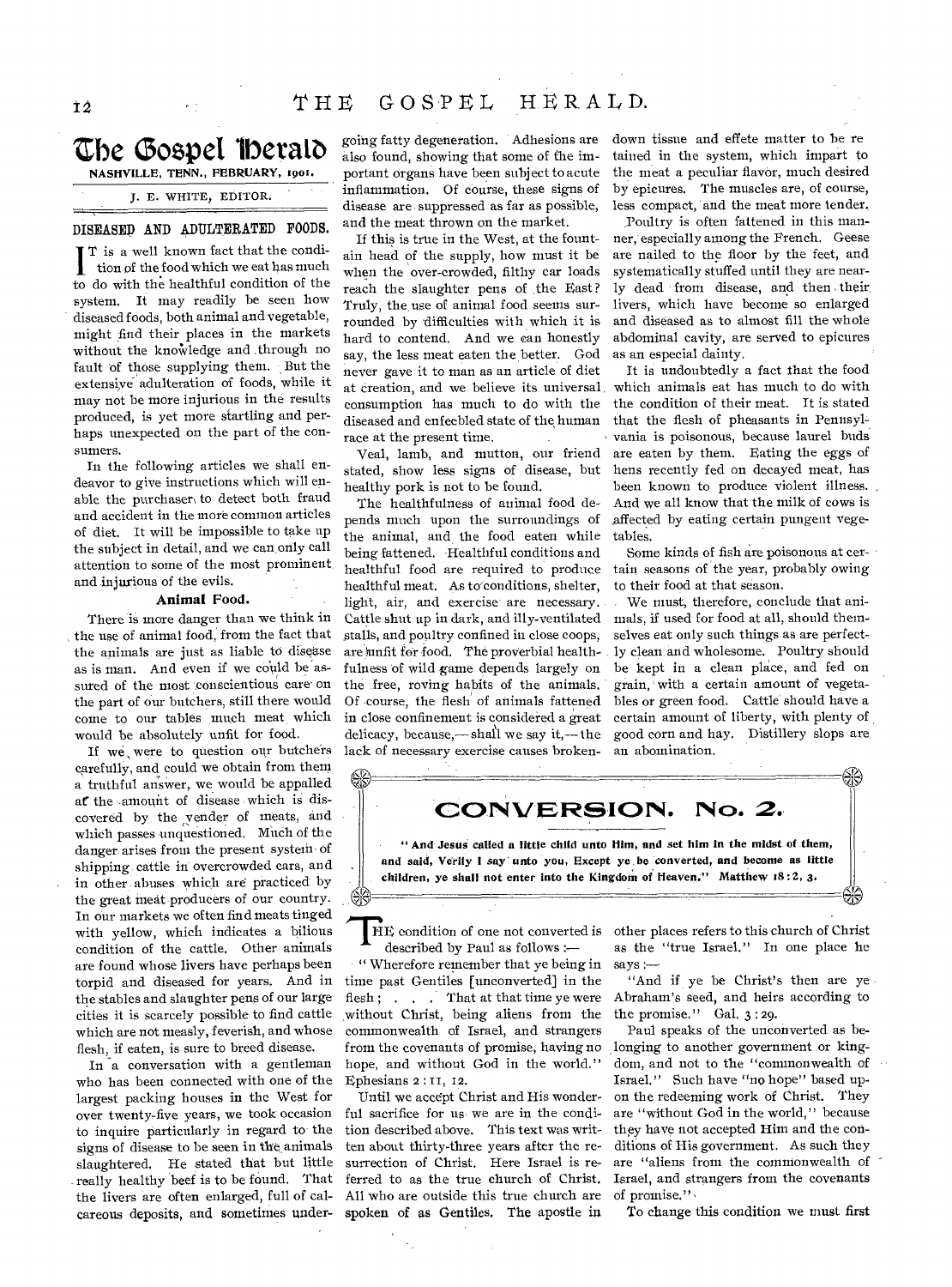# The Gospel Herald

**NASHVILLE, TENN., FEBRUARY, 1901.**

J. E. WHITE, EDITOR.

## DISEASED AND ADULTERATED FOODS.

IT is a well known fact that the condition of the food which we eat has much to do with the healthful condition of the system. It may readily be seen how diseased foods, both animal and vegetable, might find their places in the markets without the knowledge and through no fault of those supplying them. But the extensive adulteration of foods, while it may not be more injurious in the results produced, is yet more startling and perhaps unexpected on the part of the consumers.

In the following articles we shall endeavor to give instructions which will enable the purchaser to detect both fraud and accident in the more common articles of diet. It will be impossible to take up the subject in detail, and we can only call attention to some of the most prominent and injurious of the evils.

### Animal Food.

There is more danger than we think in the use of animal food, from the fact that the animals are just as liable to disease as is man. And even if we could be assured of the most conscientious care on the part of our butchers, still there would come to our tables much meat which would be absolutely unfit for food.

If we were to question our butchers carefully, and could we obtain from them a truthful answer, we would be appalled at the amount of disease which is discovered by the vender of meats, and which passes unquestioned. Much of the danger arises from the present system of shipping cattle in overcrowded cars, and in other abuses which are practiced by the great meat producers of our country. In our markets we often find meats tinged with yellow, which indicates a bilious condition of the cattle. Other animals are found whose livers have perhaps been torpid and diseased for years. And in the stables and slaughter pens of our large cities it is scarcely possible to find cattle which are not measly, feverish, and whose flesh, if eaten, is sure to breed disease.

In a conversation with a gentleman who has been connected with one of the largest packing houses in the West for over twenty-five years, we took occasion to inquire particularly in regard to the signs of disease to be seen in the animals slaughtered. He stated that but little really healthy beef is to be found. That the livers are often enlarged, full of calcareous deposits, and sometimes undergoing fatty degeneration. Adhesions are also found, showing that some of the important organs have been subject to acute inflammation. Of course, these signs of disease are suppressed as far as possible, and the meat thrown on the market.

If this is true in the West, at the fountain head of the supply, how must it be when the over-crowded, filthy car loads reach the slaughter pens of the East? Truly, the use of animal food seems surrounded by difficulties with which it is hard to contend. And we can honestly say, the less meat eaten the better. God never gave it to man as an article of diet at creation, and we believe its universal consumption has much to do with the diseased and enfeebled state of the human race at the present time.

Veal, lamb, and mutton, our friend stated, show less signs of disease, but healthy pork is not to be found.

The healthfulness of animal food depends much upon the surroundings of the animal, and the food eaten while being fattened. Healthful conditions and healthful food are required to produce healthful meat. As to conditions, shelter, light, air, and exercise are necessary. Cattle shut up in dark, and illy-ventilated stalls, and poultry confined in close coops, are unfit for food. The proverbial healthfulness of wild game depends largely on the free, roving habits of the animals. Of course, the flesh of animals fattened in close confinement is considered a great delicacy, because,—shall we say it,—the lack of necessary exercise causes broken-down tissue and effete matter to be retained in the system, which impart to the meat a peculiar flavor, much desired by epicures. The muscles are, of course, less compact, and the meat more tender.

Poultry is often fattened in this manner, especially among the French. Geese are nailed to the floor by the feet, and systematically stuffed until they are nearly dead from disease, and then their livers, which have become so enlarged and diseased as to almost fill the whole abdominal cavity, are served to epicures as an especial dainty.

It is undoubtedly a fact that the food which animals eat has much to do with the condition of their meat. It is stated that the flesh of pheasants in Pennsylvania is poisonous, because laurel buds are eaten by them. Eating the eggs of hens recently fed on decayed meat, has been known to produce violent illness. And we all know that the milk of cows is affected by eating certain pungent vegetables.

Some kinds of fish are poisonous at certain seasons of the year, probably owing to their food at that season.

We must, therefore, conclude that animals, if used for food at all, should themselves eat only such things as are perfectly clean and wholesome. Poultry should be kept in a clean place, and fed on grain, with a certain amount of vegetables or green food. Cattle should have a certain amount of liberty, with plenty of good corn and hay. Distillery slops are an abomination.

## CONVERSION. No. 2.

**"And Jesus called a little child unto Him, and set him in the midst of them, and said, Verily I say unto you, Except ye be converted, and become as little children, ye shall not enter into the Kingdom of Heaven." Matthew 18:2, 3.**

THE condition of one not converted is described by Paul as follows:—

"Wherefore remember that ye being in time past Gentiles [unconverted] in the flesh; . . . That at that time ye were without Christ, being aliens from the commonwealth of Israel, and strangers from the covenants of promise, having no hope, and without God in the world." Ephesians 2:11, 12.

Until we accept Christ and His wonderful sacrifice for us we are in the condition described above. This text was written about thirty-three years after the resurrection of Christ. Here Israel is referred to as the true church of Christ. All who are outside this true church are spoken of as Gentiles. The apostle in other places refers to this church of Christ as the "true Israel." In one place he says:—

"And if ye be Christ's then are ye Abraham's seed, and heirs according to the promise." Gal. 3:29.

Paul speaks of the unconverted as belonging to another government or kingdom, and not to the "commonwealth of Israel." Such have "no hope" based upon the redeeming work of Christ. They are "without God in the world," because they have not accepted Him and the conditions of His government. As such they are "aliens from the commonwealth of Israel, and strangers from the covenants of promise."

To change this condition we must first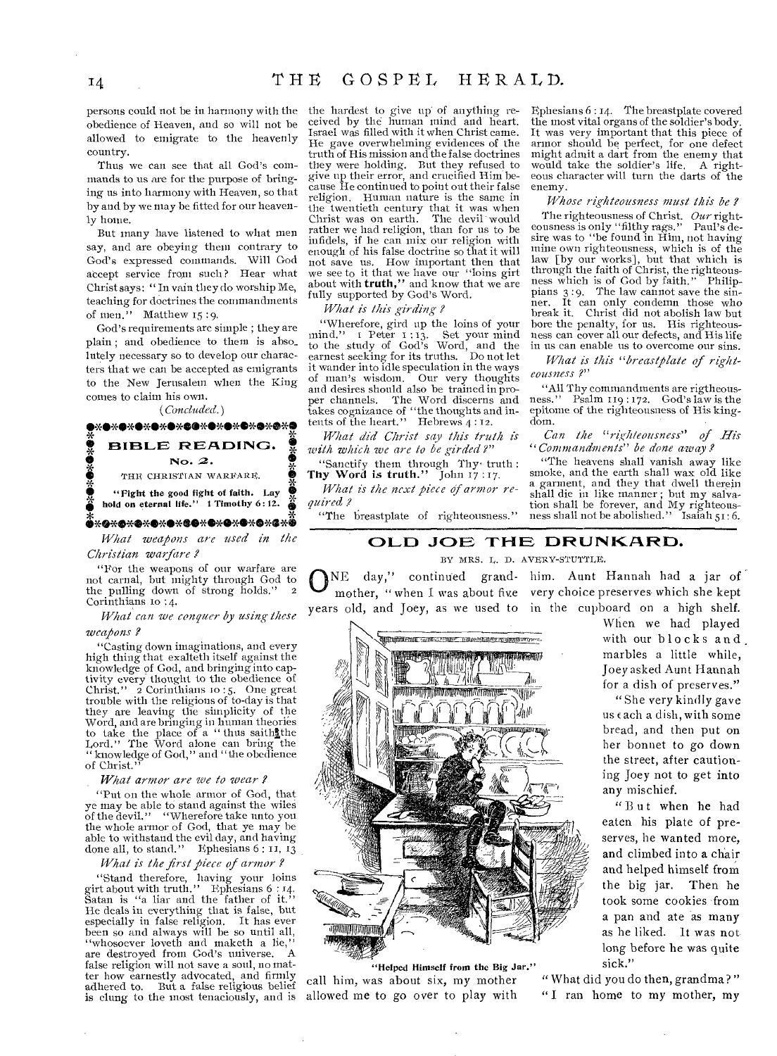persons could not be in harmony with the obedience of Heaven, and so will not be allowed to emigrate to the heavenly country.

Thus we can see that all God's commands to us are for the purpose of bringing us into harmony with Heaven, so that by and by we may be fitted for our heavenly home.

But many have listened to what men say, and are obeying them contrary to God's expressed commands. Will God accept service from such? Hear what Christ says: "In vain they do worship Me, teaching for doctrines the commandments of men." Matthew 15:9.

God's requirements are simple; they are plain; and obedience to them is absolutely necessary so to develop our characters that we can be accepted as emigrants to the New Jerusalem when the King comes to claim his own.

(*Concluded.*)

## BIBLE READING.

### No. 2.

THE CHRISTIAN WARFARE.

**"Fight the good fight of faith. Lay hold on eternal life." 1 Timothy 6:12.**

*What weapons are used in the Christian warfare?*

"For the weapons of our warfare are not carnal, but mighty through God to the pulling down of strong holds." 2 Corinthians 10:4.

*What can we conquer by using these weapons?*

"Casting down imaginations, and every high thing that exalteth itself against the knowledge of God, and bringing into captivity every thought to the obedience of Christ." 2 Corinthians 10:5. One great trouble with the religions of to-day is that they are leaving the simplicity of the Word, and are bringing in human theories to take the place of a "thus saith the Lord." The Word alone can bring the "knowledge of God," and "the obedience of Christ."

*What armor are we to wear?*

"Put on the whole armor of God, that ye may be able to stand against the wiles of the devil." "Wherefore take unto you the whole armor of God, that ye may be able to withstand the evil day, and having done all, to stand." Ephesians 6:11, 13.

*What is the first piece of armor?*

"Stand therefore, having your loins girt about with truth." Ephesians 6:14. Satan is "a liar and the father of it." He deals in everything that is false, but especially in false religion. It has ever been so and always will be so until all, "whosoever loveth and maketh a lie," are destroyed from God's universe. A false religion will not save a soul, no matter how earnestly advocated, and firmly adhered to. But a false religious belief is clung to the most tenaciously, and is the hardest to give up of anything received by the human mind and heart. Israel was filled with it when Christ came. He gave overwhelming evidences of the truth of His mission and the false doctrines they were holding. But they refused to give up their error, and crucified Him because He continued to point out their false religion. Human nature is the same in the twentieth century that it was when Christ was on earth. The devil would rather we had religion, than for us to be infidels, if he can mix our religion with enough of his false doctrine so that it will not save us. How important then that we see to it that we have our "loins girt about with **truth**," and know that we are fully supported by God's Word.

*What is this girding?*

"Wherefore, gird up the loins of your mind." 1 Peter 1:13. Set your mind to the study of God's Word, and the earnest seeking for its truths. Do not let it wander into idle speculation in the ways of man's wisdom. Our very thoughts and desires should also be trained in proper channels. The Word discerns and takes cognizance of "the thoughts and intents of the heart." Hebrews 4:12.

*What did Christ say this truth is with which we are to be girded?*

"Sanctify them through Thy truth: **Thy Word is truth.**" John 17:17.

*What is the next piece of armor required?*

"The breastplate of righteousness." Ephesians 6:14. The breastplate covered the most vital organs of the soldier's body. It was very important that this piece of armor should be perfect, for one defect might admit a dart from the enemy that would take the soldier's life. A righteous character will turn the darts of the enemy.

*Whose righteousness must this be?*

The righteousness of Christ. *Our* righteousness is only "filthy rags." Paul's desire was to "be found in Him, not having mine own righteousness, which is of the law [by our works], but that which is through the faith of Christ, the righteousness which is of God by faith." Philippians 3:9. The law cannot save the sinner. It can only condemn those who break it. Christ did not abolish law but bore the penalty, for us. His righteousness can cover all our defects, and His life in us can enable us to overcome our sins.

*What is this "breastplate of righteousness?"*

"All Thy commandments are rigtheousness." Psalm 119:172. God's law is the epitome of the righteousness of His kingdom.

*Can the "righteousness" of His "Commandments" be done away?*

"The heavens shall vanish away like smoke, and the earth shall wax old like a garment, and they that dwell therein shall die in like manner; but my salvation shall be forever, and My righteousness shall not be abolished." Isaiah 51:6.

## OLD JOE THE DRUNKARD.

BY MRS. L. D. AVERY-STUTTLE.

"ONE day," continued grandmother, "when I was about five years old, and Joey, as we used to call him, was about six, my mother allowed me to go over to play with him. Aunt Hannah had a jar of very choice preserves which she kept in the cupboard on a high shelf. When we had played with our blocks and marbles a little while, Joey asked Aunt Hannah for a dish of preserves."

"Helped Himself from the Big Jar."

"She very kindly gave us each a dish, with some bread, and then put on her bonnet to go down the street, after cautioning Joey not to get into any mischief.

"But when he had eaten his plate of preserves, he wanted more, and climbed into a chair and helped himself from the big jar. Then he took some cookies from a pan and ate as many as he liked. It was not long before he was quite sick."

"What did you do then, grandma?"

"I ran home to my mother, my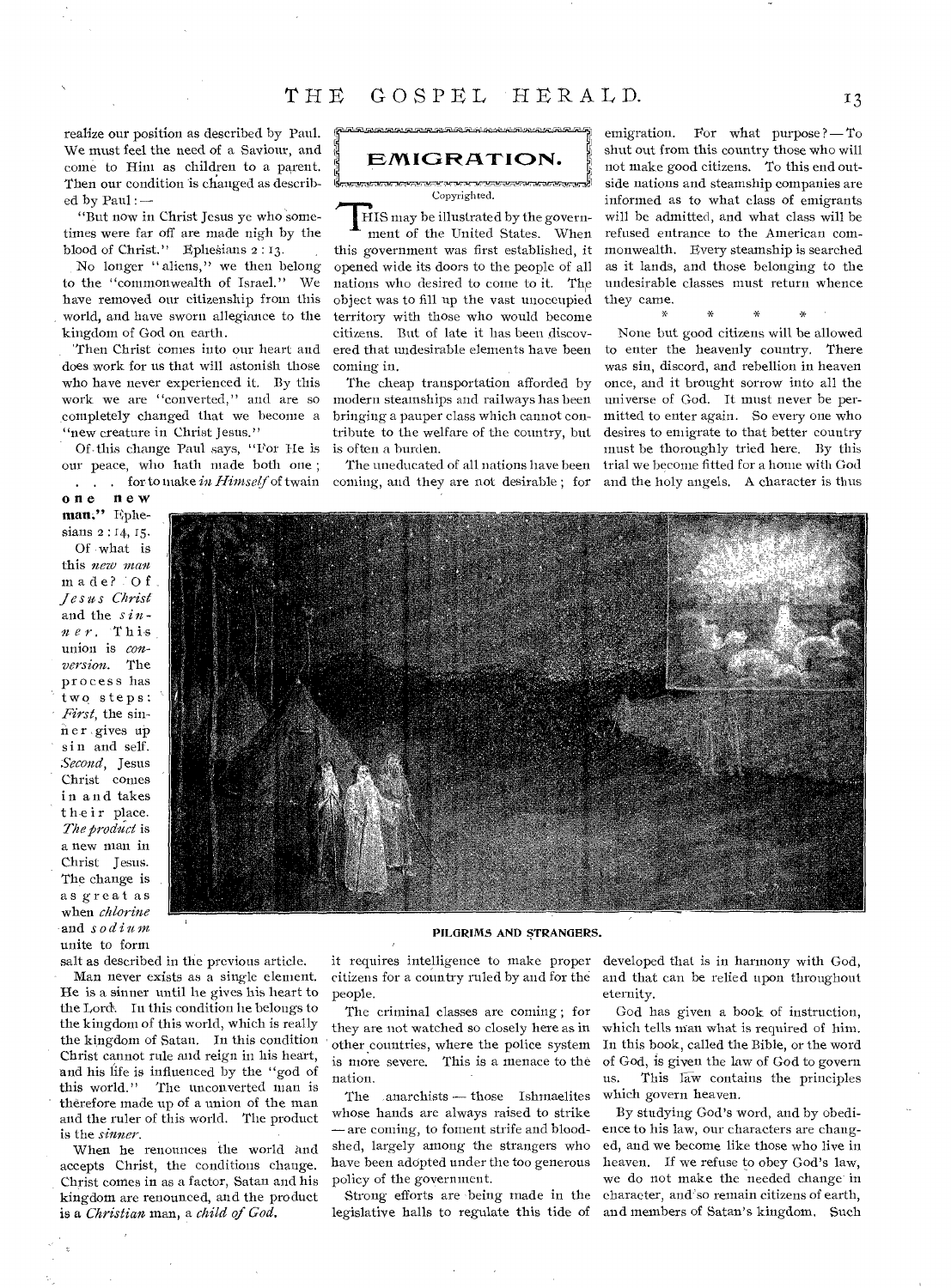realize our position as described by Paul. We must feel the need of a Saviour, and come to Him as children to a parent. Then our condition is changed as described by Paul: —

"But now in Christ Jesus ye who sometimes were far off are made nigh by the blood of Christ." Ephesians 2 : 13.

No longer "aliens," we then belong to the "commonwealth of Israel." We have removed our citizenship from this world, and have sworn allegiance to the kingdom of God on earth.

Then Christ comes into our heart and does work for us that will astonish those who have never experienced it. By this work we are "converted," and are so completely changed that we become a "new creature in Christ Jesus."

Of this change Paul says, "For He is our peace, who hath made both one; . . . for to make *in Himself* of twain **one new man.**" Ephesians 2 : 14, 15.

Of what is this *new man* made? Of *Jesus Christ* and the *sinner*. This union is *conversion*. The process has two steps: *First*, the sinner gives up sin and self. *Second*, Jesus Christ comes in and takes their place. *The product* is a new man in Christ Jesus. The change is as great as when *chlorine* and *sodium* unite to form salt as described in the previous article.

Man never exists as a single element. He is a sinner until he gives his heart to the Lord. In this condition he belongs to the kingdom of this world, which is really the kingdom of Satan. In this condition Christ cannot rule and reign in his heart, and his life is influenced by the "god of this world." The unconverted man is therefore made up of a union of the man and the ruler of this world. The product is the *sinner*.

When he renounces the world and accepts Christ, the conditions change. Christ comes in as a factor, Satan and his kingdom are renounced, and the product is a *Christian* man, a *child of God*.

## EMIGRATION.

Copyrighted.

This may be illustrated by the government of the United States. When this government was first established, it opened wide its doors to the people of all nations who desired to come to it. The object was to fill up the vast unoccupied territory with those who would become citizens. But of late it has been discovered that undesirable elements have been coming in.

The cheap transportation afforded by modern steamships and railways has been bringing a pauper class which cannot contribute to the welfare of the country, but is often a burden.

The uneducated of all nations have been coming, and they are not desirable; for it requires intelligence to make proper citizens for a country ruled by and for the people.

The criminal classes are coming; for they are not watched so closely here as in other countries, where the police system is more severe. This is a menace to the nation.

The anarchists — those Ishmaelites whose hands are always raised to strike — are coming, to foment strife and bloodshed, largely among the strangers who have been adopted under the too generous policy of the government.

Strong efforts are being made in the legislative halls to regulate this tide of emigration. For what purpose? — To shut out from this country those who will not make good citizens. To this end outside nations and steamship companies are informed as to what class of emigrants will be admitted, and what class will be refused entrance to the American commonwealth. Every steamship is searched as it lands, and those belonging to the undesirable classes must return whence they came.

\* \* \* \*

None but good citizens will be allowed to enter the heavenly country. There was sin, discord, and rebellion in heaven once, and it brought sorrow into all the universe of God. It must never be permitted to enter again. So every one who desires to emigrate to that better country must be thoroughly tried here. By this trial we become fitted for a home with God and the holy angels. A character is thus developed that is in harmony with God, and that can be relied upon throughout eternity.

PILGRIMS AND STRANGERS.

God has given a book of instruction, which tells man what is required of him. In this book, called the Bible, or the word of God, is given the law of God to govern us. This law contains the principles which govern heaven.

By studying God's word, and by obedience to his law, our characters are changed, and we become like those who live in heaven. If we refuse to obey God's law, we do not make the needed change in character, and so remain citizens of earth, and members of Satan's kingdom. Such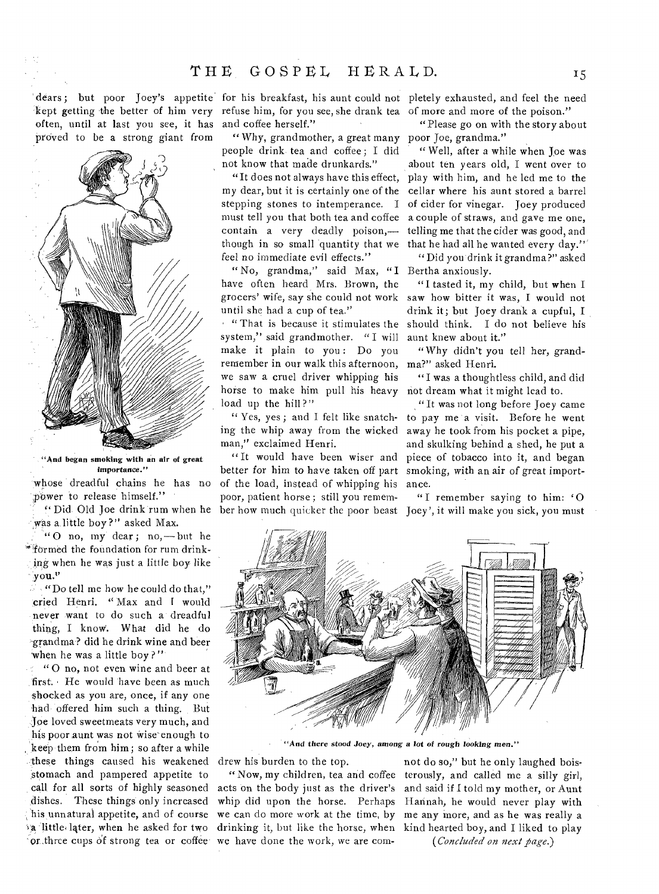dears; but poor Joey's appetite kept getting the better of him very often, until at last you see, it has proved to be a strong giant from whose dreadful chains he has no power to release himself."

"And began smoking with an air of great importance."

"Did Old Joe drink rum when he was a little boy?" asked Max.

"O no, my dear; no,—but he formed the foundation for rum drinking when he was just a little boy like you."

"Do tell me how he could do that," cried Henri. "Max and I would never want to do such a dreadful thing, I know. What did he do grandma? did he drink wine and beer when he was a little boy?"

"O no, not even wine and beer at first. He would have been as much shocked as you are, once, if any one had offered him such a thing. But Joe loved sweetmeats very much, and his poor aunt was not wise enough to keep them from him; so after a while these things caused his weakened stomach and pampered appetite to call for all sorts of highly seasoned dishes. These things only increased his unnatural appetite, and of course a little later, when he asked for two or three cups of strong tea or coffee for his breakfast, his aunt could not refuse him, for you see, she drank tea and coffee herself."

"Why, grandmother, a great many people drink tea and coffee; I did not know that made drunkards."

"It does not always have this effect, my dear, but it is certainly one of the stepping stones to intemperance. I must tell you that both tea and coffee contain a very deadly poison,—though in so small quantity that we feel no immediate evil effects."

"No, grandma," said Max, "I have often heard Mrs. Brown, the grocers' wife, say she could not work until she had a cup of tea."

"That is because it stimulates the system," said grandmother. "I will make it plain to you: Do you remember in our walk this afternoon, we saw a cruel driver whipping his horse to make him pull his heavy load up the hill?"

"Yes, yes; and I felt like snatching the whip away from the wicked man," exclaimed Henri.

"It would have been wiser and better for him to have taken off part of the load, instead of whipping his poor, patient horse; still you remember how much quicker the poor beast drew his burden to the top.

"Now, my children, tea and coffee acts on the body just as the driver's whip did upon the horse. Perhaps we can do more work at the time, by drinking it, but like the horse, when we have done the work, we are completely exhausted, and feel the need of more and more of the poison."

"Please go on with the story about poor Joe, grandma."

"Well, after a while when Joe was about ten years old, I went over to play with him, and he led me to the cellar where his aunt stored a barrel of cider for vinegar. Joey produced a couple of straws, and gave me one, telling me that the cider was good, and that he had all he wanted every day."

"Did you drink it grandma?" asked Bertha anxiously.

"I tasted it, my child, but when I saw how bitter it was, I would not drink it; but Joey drank a cupful, I should think. I do not believe his aunt knew about it."

"Why didn't you tell her, grandma?" asked Henri.

"I was a thoughtless child, and did not dream what it might lead to.

"It was not long before Joey came to pay me a visit. Before he went away he took from his pocket a pipe, and skulking behind a shed, he put a piece of tobacco into it, and began smoking, with an air of great importance.

"I remember saying to him: 'O Joey', it will make you sick, you must not do so," but he only laughed boisterously, and called me a silly girl, and said if I told my mother, or Aunt Hannah, he would never play with me any more, and as he was really a kind hearted boy, and I liked to play

"And there stood Joey, among a lot of rough looking men."

*(Concluded on next page.)*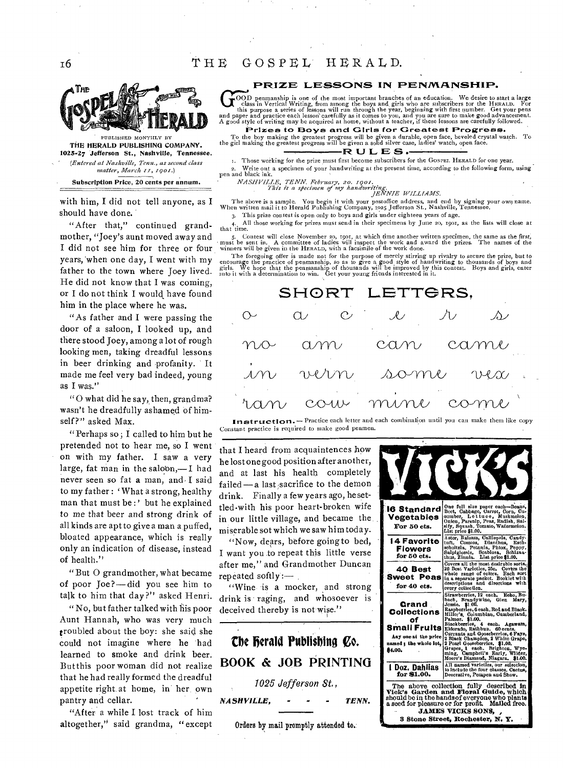THE GOSPEL HERALD

PUBLISHED MONTHLY BY
THE HERALD PUBLISHING COMPANY.
1025-27 Jefferson St., Nashville, Tennessee.

(*Entered at Nashville, Tenn., as second class matter, March 11, 1901.*)

**Subscription Price, 20 cents per annum.**

with him, I did not tell anyone, as I should have done.

"After that," continued grandmother, "Joey's aunt moved away and I did not see him for three or four years, when one day, I went with my father to the town where Joey lived. He did not know that I was coming, or I do not think I would have found him in the place where he was.

"As father and I were passing the door of a saloon, I looked up, and there stood Joey, among a lot of rough looking men, taking dreadful lessons in beer drinking and profanity. It made me feel very bad indeed, young as I was."

"O what did he say, then, grandma? wasn't he dreadfully ashamed of himself?" asked Max.

"Perhaps so; I called to him but he pretended not to hear me, so I went on with my father. I saw a very large, fat man in the saloon,—I had never seen so fat a man, and I said to my father: 'What a strong, healthy man that must be:' but he explained to me that beer and strong drink of all kinds are apt to give a man a puffed, bloated appearance, which is really only an indication of disease, instead of health."

"But O grandmother, what became of poor Joe?—did you see him to talk to him that day?" asked Henri.

"No, but father talked with his poor Aunt Hannah, who was very much troubled about the boy: she said she could not imagine where he had learned to smoke and drink beer. But this poor woman did not realize that he had really formed the dreadful appetite right at home, in her own pantry and cellar.

"After a while I lost track of him altogether," said grandma, "except that I heard from acquaintences how he lost one good position after another, and at last his health completely failed—a last sacrifice to the demon drink. Finally a few years ago, he settled with his poor heart-broken wife in our little village, and became the miserable sot which we saw him today.

"Now, dears, before going to bed, I want you to repeat this little verse after me," and Grandmother Duncan repeated softly:—

"Wine is a mocker, and strong drink is raging, and whosoever is deceived thereby is not wise."

## PRIZE LESSONS IN PENMANSHIP.

GOOD penmanship is one of the most important branches of an education. We desire to start a large class in Vertical Writing, from among the boys and girls who are subscribers for the HERALD. For this purpose a series of lessons will run through the year, beginning with first number. Get your pens and paper and practice each lesson carefully as it comes to you, and you are sure to make good advancement. A good style of writing may be acquired at home, without a teacher, if these lessons are carefully followed.

### Prizes to Boys and Girls for Greatest Progress.

To the boy making the greatest progress will be given a durable, open face, beveled crystal watch. To the girl making the greatest progress will be given a solid silver case, ladies' watch, open face.

### RULES.

1. Those working for the prize must first become subscribers for the GOSPEL HERALD for one year.
2. Write out a specimen of your handwriting at the present time, according to the following form, using pen and black ink.

*NASHVILLE, TENN. February, 20. 1901.*
*This is a specimen of my handwriting.*
*JENNIE WILLIAMS.*

The above is a sample. You begin it with your postoffice address, and end by signing your own name. When written mail it to Herald Publishing Company, 1025 Jefferson St., Nashville, Tennessee.

3. This prize contest is open only to boys and girls under eighteen years of age.
4. All those working for prizes must send in their specimens by June 20, 1901, as the lists will close at that time.
5. Contest will close November 20, 1901, at which time another written specimen, the same as the first, must be sent in. A committee of ladies will inspect the work and award the prizes. The names of the winners will be given in the HERALD, with a facsimile of the work done.

The foregoing offer is made not for the purpose of merely stirring up rivalry to secure the prize, but to encourage the practice of penmanship, so as to give a good style of handwriting to thousands of boys and girls. We hope that the penmanship of thousands will be improved by this contest. Boys and girls, enter into it with a determination to win. Get your young friends interested in it.

## SHORT LETTERS.

o a c e r s
no am can came
in vern some vex
ran cow mine come

**Instruction.**—Practice each letter and each combination until you can make them like copy. Constant practice is required to make good penmen.

## The Herald Publishing Co.

**BOOK & JOB PRINTING**

*1025 Jefferson St.,*

*NASHVILLE, TENN.*

Orders by mail promptly attended to.

## VICK'S

| | |
|---|---|
| **16 Standard Vegetables** For 50 cts. | One full size paper each—Beans, Beet, Cabbage, Carrot, Corn, Cucumber, Lettuce, Muskmelon, Onion, Parsnip, Peas, Radish, Salsify, Squash, Tomato, Watermelon. List price $1.00. |
| **14 Favorite Flowers** for 50 cts. | Aster, Balsam, Calliopsis, Candytuft, Cosmos, Dianthus, Eschscholtzia, Petunia, Phlox, Poppy, Salpiglossis, Scabiosa, Schizanthus, Zinnia. List price $1.00. |
| **40 Best Sweet Peas** for 40 cts. | Covers all the most desirable sorts, 20 Best Varieties, 25c. Covers the whole range of colors. Each sort in a separate packet. Booklet with descriptions and directions with every collection. |
| **Grand Collections of Small Fruits** Any one at the price named; the whole lot, $4.00. | Strawberries, 12 each. Echo, Bubach, Brandywine, Glen Mary, Jessie. $1.00. Raspberries, 6 each, Red and Black. Miller's, Columbian, Cumberland, Palmer. $1.00. Blackberries, 4 each. Agawam, Eldorado, Rathbun. 60 cents. Currants and Gooseberries, 6 Fays, 2 Black Champion, 2 White Grape, 2 Pearl Gooseberries. $1.00. Grapes, 1 each. Brighton, Wyoming, Campbell's Early, Wilder, Moore's Diamond, Niagara. $1.00. |
| **1 Doz. Dahlias** for $1.00. | All named varieties, our selection, to include the four classes, Cactus, Decorative, Pompon and Show. |

The above collection fully described in **Vick's Garden and Floral Guide**, which should be in the hands of everyone who plants a seed for pleasure or for profit. Mailed free.

**JAMES VICKS SONS,**
**3 Stone Street, Rochester, N. Y.**